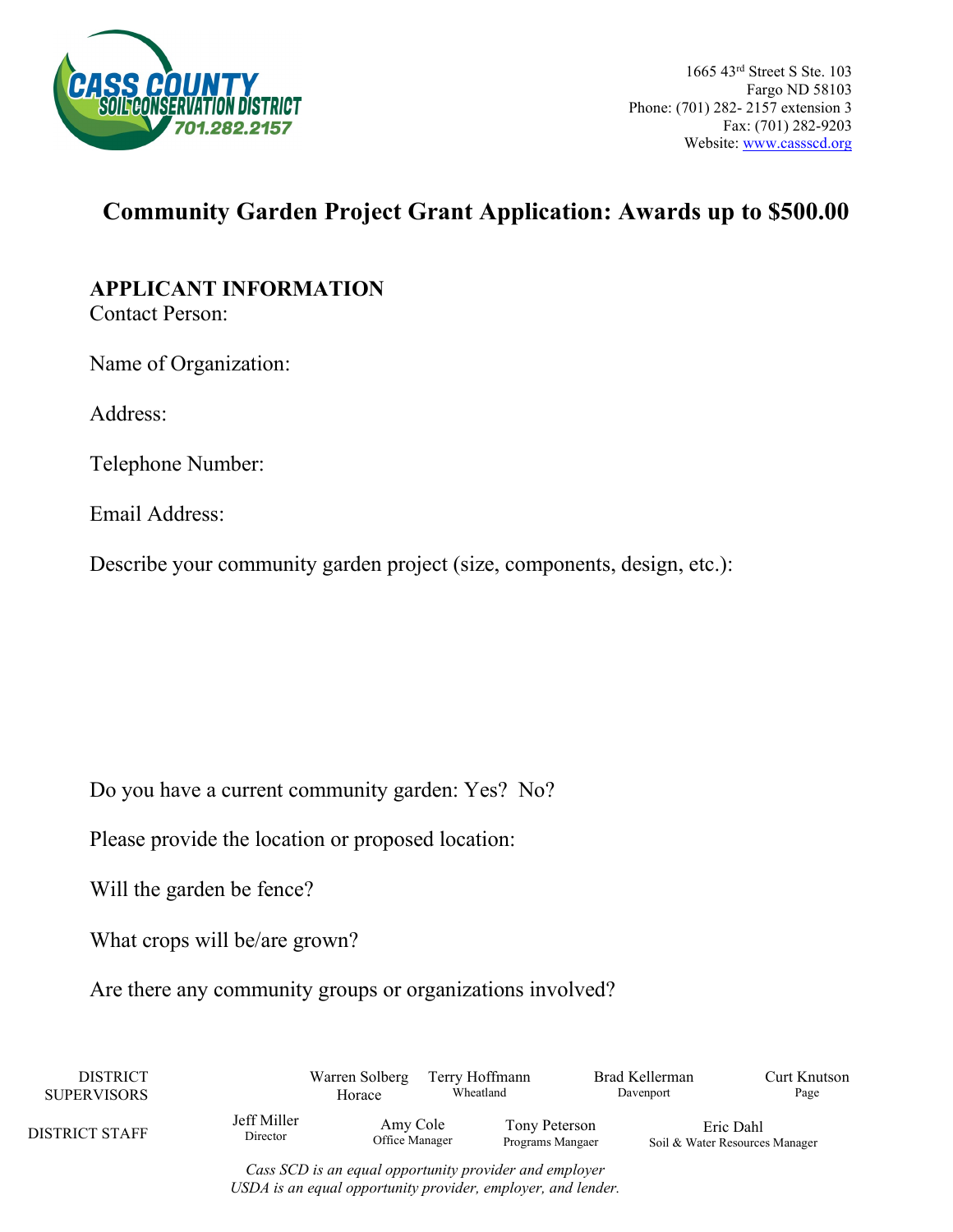CASS COUNTY SOIL CONSERVATION DISTRICT 701.282.2157

1665 43rd Street S Ste. 103
Fargo ND 58103
Phone: (701) 282- 2157 extension 3
Fax: (701) 282-9203
Website: www.cassscd.org

# Community Garden Project Grant Application: Awards up to $500.00

## APPLICANT INFORMATION

Contact Person:

Name of Organization:

Address:

Telephone Number:

Email Address:

Describe your community garden project (size, components, design, etc.):

Do you have a current community garden: Yes? No?

Please provide the location or proposed location:

Will the garden be fence?

What crops will be/are grown?

Are there any community groups or organizations involved?

| DISTRICT SUPERVISORS | Warren Solberg<br>Horace | Terry Hoffmann<br>Wheatland | Brad Kellerman<br>Davenport | Curt Knutson<br>Page |
|---|---|---|---|---|
| DISTRICT STAFF | Jeff Miller<br>Director | Amy Cole<br>Office Manager | Tony Peterson<br>Programs Mangaer | Eric Dahl<br>Soil & Water Resources Manager |

*Cass SCD is an equal opportunity provider and employer*
*USDA is an equal opportunity provider, employer, and lender.*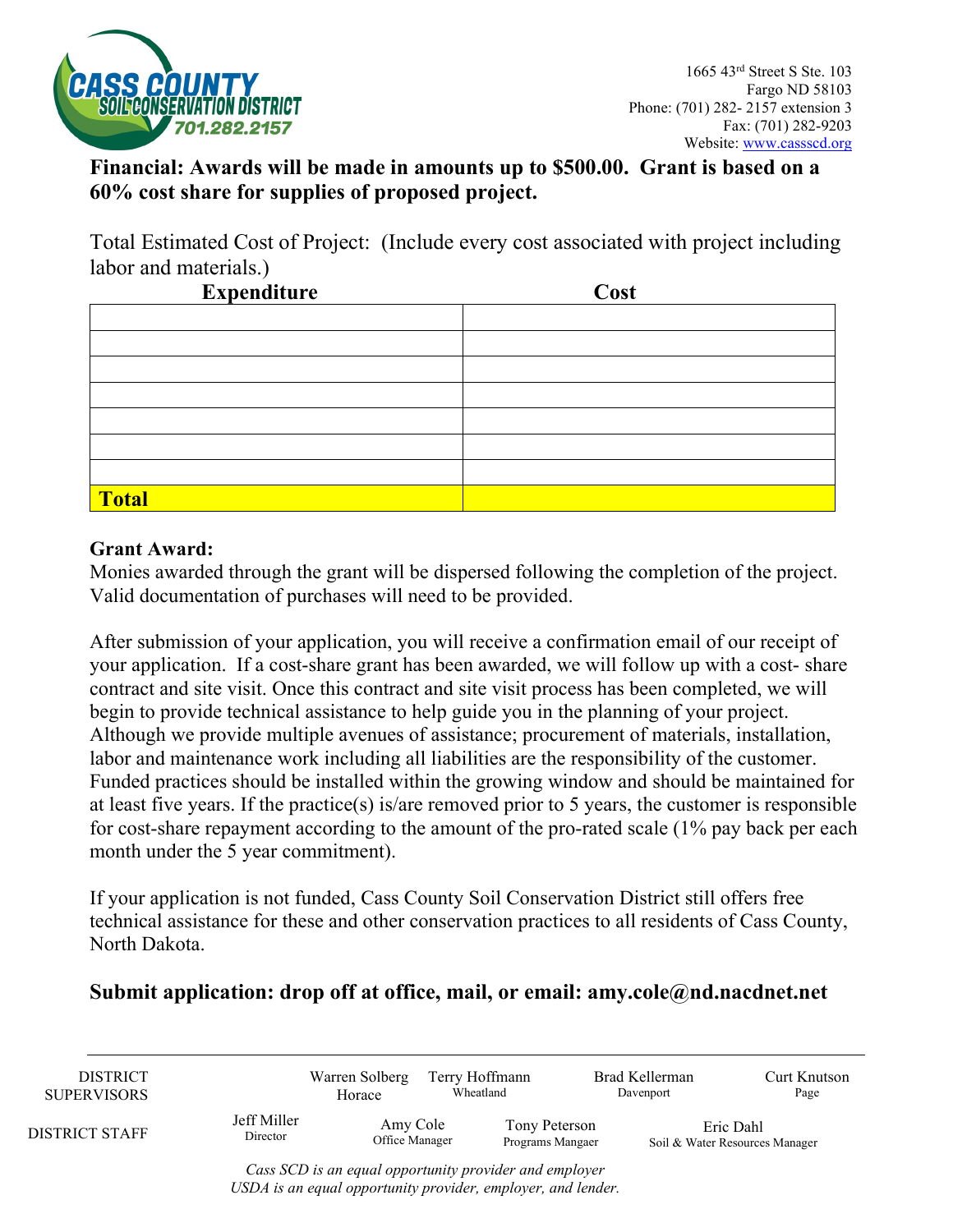1665 43rd Street S Ste. 103
Fargo ND 58103
Phone: (701) 282- 2157 extension 3
Fax: (701) 282-9203
Website: www.cassscd.org

**Financial: Awards will be made in amounts up to $500.00. Grant is based on a 60% cost share for supplies of proposed project.**

Total Estimated Cost of Project: (Include every cost associated with project including labor and materials.)

| Expenditure | Cost |
|---|---|
| | |
| | |
| | |
| | |
| | |
| | |
| | |
| **Total** | |

**Grant Award:**
Monies awarded through the grant will be dispersed following the completion of the project. Valid documentation of purchases will need to be provided.

After submission of your application, you will receive a confirmation email of our receipt of your application. If a cost-share grant has been awarded, we will follow up with a cost- share contract and site visit. Once this contract and site visit process has been completed, we will begin to provide technical assistance to help guide you in the planning of your project. Although we provide multiple avenues of assistance; procurement of materials, installation, labor and maintenance work including all liabilities are the responsibility of the customer. Funded practices should be installed within the growing window and should be maintained for at least five years. If the practice(s) is/are removed prior to 5 years, the customer is responsible for cost-share repayment according to the amount of the pro-rated scale (1% pay back per each month under the 5 year commitment).

If your application is not funded, Cass County Soil Conservation District still offers free technical assistance for these and other conservation practices to all residents of Cass County, North Dakota.

**Submit application: drop off at office, mail, or email: amy.cole@nd.nacdnet.net**

DISTRICT SUPERVISORS: Warren Solberg (Horace), Terry Hoffmann (Wheatland), Brad Kellerman (Davenport), Curt Knutson (Page)

DISTRICT STAFF: Jeff Miller (Director), Amy Cole (Office Manager), Tony Peterson (Programs Mangaer), Eric Dahl (Soil & Water Resources Manager)

*Cass SCD is an equal opportunity provider and employer*
*USDA is an equal opportunity provider, employer, and lender.*